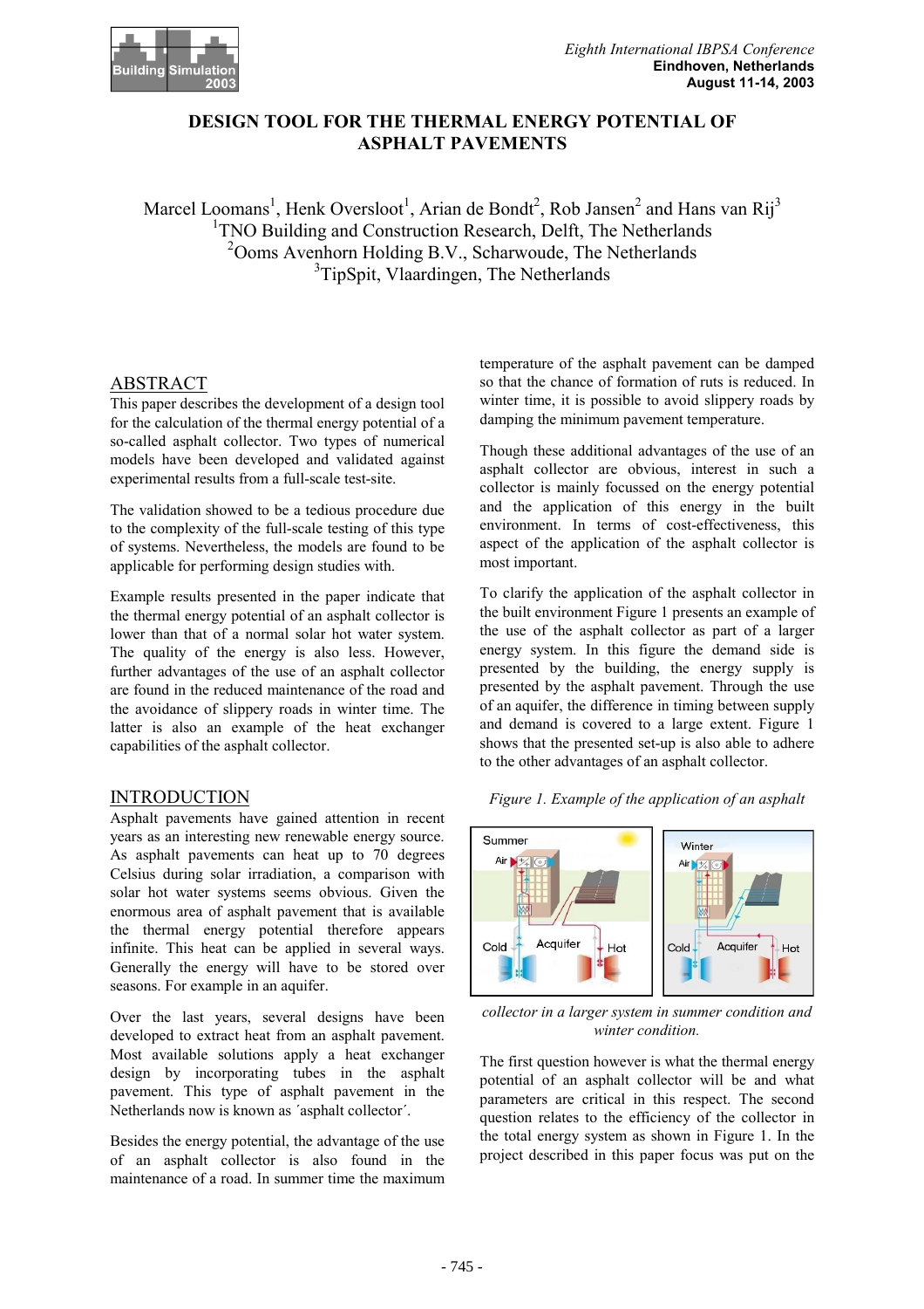# DESIGN TOOL FOR THE THERMAL ENERGY POTENTIAL OF ASPHALT PAVEMENTS

Marcel Loomans[1], Henk Oversloot[1], Arian de Bondt[2], Rob Jansen[2] and Hans van Rij[3]
[1]TNO Building and Construction Research, Delft, The Netherlands
[2]Ooms Avenhorn Holding B.V., Scharwoude, The Netherlands
[3]TipSpit, Vlaardingen, The Netherlands

## ABSTRACT

This paper describes the development of a design tool for the calculation of the thermal energy potential of a so-called asphalt collector. Two types of numerical models have been developed and validated against experimental results from a full-scale test-site.

The validation showed to be a tedious procedure due to the complexity of the full-scale testing of this type of systems. Nevertheless, the models are found to be applicable for performing design studies with.

Example results presented in the paper indicate that the thermal energy potential of an asphalt collector is lower than that of a normal solar hot water system. The quality of the energy is also less. However, further advantages of the use of an asphalt collector are found in the reduced maintenance of the road and the avoidance of slippery roads in winter time. The latter is also an example of the heat exchanger capabilities of the asphalt collector.

## INTRODUCTION

Asphalt pavements have gained attention in recent years as an interesting new renewable energy source. As asphalt pavements can heat up to 70 degrees Celsius during solar irradiation, a comparison with solar hot water systems seems obvious. Given the enormous area of asphalt pavement that is available the thermal energy potential therefore appears infinite. This heat can be applied in several ways. Generally the energy will have to be stored over seasons. For example in an aquifer.

Over the last years, several designs have been developed to extract heat from an asphalt pavement. Most available solutions apply a heat exchanger design by incorporating tubes in the asphalt pavement. This type of asphalt pavement in the Netherlands now is known as ´asphalt collector´.

Besides the energy potential, the advantage of the use of an asphalt collector is also found in the maintenance of a road. In summer time the maximum temperature of the asphalt pavement can be damped so that the chance of formation of ruts is reduced. In winter time, it is possible to avoid slippery roads by damping the minimum pavement temperature.

Though these additional advantages of the use of an asphalt collector are obvious, interest in such a collector is mainly focussed on the energy potential and the application of this energy in the built environment. In terms of cost-effectiveness, this aspect of the application of the asphalt collector is most important.

To clarify the application of the asphalt collector in the built environment Figure 1 presents an example of the use of the asphalt collector as part of a larger energy system. In this figure the demand side is presented by the building, the energy supply is presented by the asphalt pavement. Through the use of an aquifer, the difference in timing between supply and demand is covered to a large extent. Figure 1 shows that the presented set-up is also able to adhere to the other advantages of an asphalt collector.

*Figure 1. Example of the application of an asphalt collector in a larger system in summer condition and winter condition.*

The first question however is what the thermal energy potential of an asphalt collector will be and what parameters are critical in this respect. The second question relates to the efficiency of the collector in the total energy system as shown in Figure 1. In the project described in this paper focus was put on the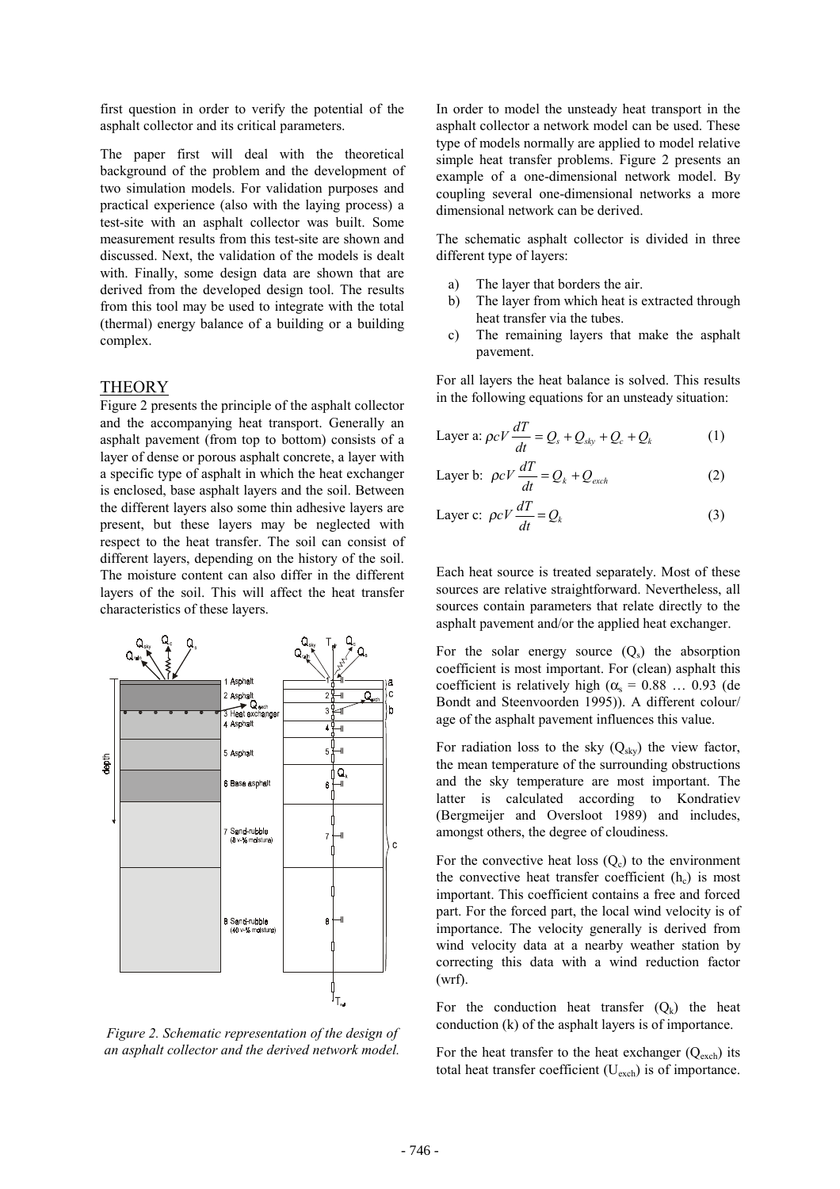first question in order to verify the potential of the asphalt collector and its critical parameters.

The paper first will deal with the theoretical background of the problem and the development of two simulation models. For validation purposes and practical experience (also with the laying process) a test-site with an asphalt collector was built. Some measurement results from this test-site are shown and discussed. Next, the validation of the models is dealt with. Finally, some design data are shown that are derived from the developed design tool. The results from this tool may be used to integrate with the total (thermal) energy balance of a building or a building complex.

## THEORY

Figure 2 presents the principle of the asphalt collector and the accompanying heat transport. Generally an asphalt pavement (from top to bottom) consists of a layer of dense or porous asphalt concrete, a layer with a specific type of asphalt in which the heat exchanger is enclosed, base asphalt layers and the soil. Between the different layers also some thin adhesive layers are present, but these layers may be neglected with respect to the heat transfer. The soil can consist of different layers, depending on the history of the soil. The moisture content can also differ in the different layers of the soil. This will affect the heat transfer characteristics of these layers.

*Figure 2. Schematic representation of the design of an asphalt collector and the derived network model.*

In order to model the unsteady heat transport in the asphalt collector a network model can be used. These type of models normally are applied to model relative simple heat transfer problems. Figure 2 presents an example of a one-dimensional network model. By coupling several one-dimensional networks a more dimensional network can be derived.

The schematic asphalt collector is divided in three different type of layers:

a) The layer that borders the air.
b) The layer from which heat is extracted through heat transfer via the tubes.
c) The remaining layers that make the asphalt pavement.

For all layers the heat balance is solved. This results in the following equations for an unsteady situation:

$$\text{Layer a: } \rho c V \frac{dT}{dt} = Q_s + Q_{sky} + Q_c + Q_k \tag{1}$$

$$\text{Layer b: } \rho c V \frac{dT}{dt} = Q_k + Q_{exch} \tag{2}$$

$$\text{Layer c: } \rho c V \frac{dT}{dt} = Q_k \tag{3}$$

Each heat source is treated separately. Most of these sources are relative straightforward. Nevertheless, all sources contain parameters that relate directly to the asphalt pavement and/or the applied heat exchanger.

For the solar energy source ($Q_s$) the absorption coefficient is most important. For (clean) asphalt this coefficient is relatively high ($\alpha_s$ = 0.88 … 0.93 (de Bondt and Steenvoorden 1995)). A different colour/ age of the asphalt pavement influences this value.

For radiation loss to the sky ($Q_{sky}$) the view factor, the mean temperature of the surrounding obstructions and the sky temperature are most important. The latter is calculated according to Kondratiev (Bergmeijer and Oversloot 1989) and includes, amongst others, the degree of cloudiness.

For the convective heat loss ($Q_c$) to the environment the convective heat transfer coefficient ($h_c$) is most important. This coefficient contains a free and forced part. For the forced part, the local wind velocity is of importance. The velocity generally is derived from wind velocity data at a nearby weather station by correcting this data with a wind reduction factor (wrf).

For the conduction heat transfer ($Q_k$) the heat conduction (k) of the asphalt layers is of importance.

For the heat transfer to the heat exchanger ($Q_{exch}$) its total heat transfer coefficient ($U_{exch}$) is of importance.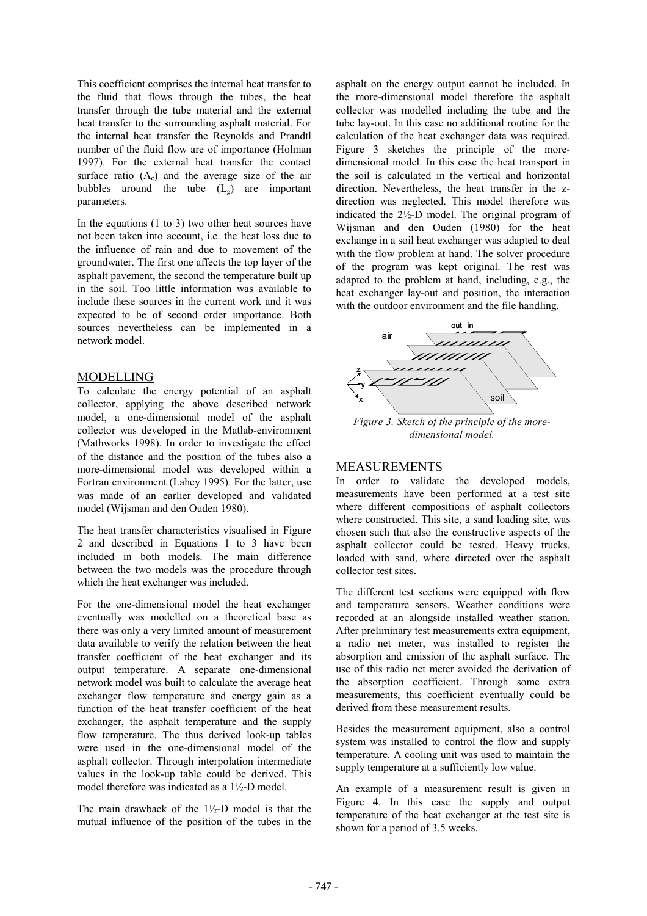This coefficient comprises the internal heat transfer to the fluid that flows through the tubes, the heat transfer through the tube material and the external heat transfer to the surrounding asphalt material. For the internal heat transfer the Reynolds and Prandtl number of the fluid flow are of importance (Holman 1997). For the external heat transfer the contact surface ratio ($A_c$) and the average size of the air bubbles around the tube ($L_g$) are important parameters.

In the equations (1 to 3) two other heat sources have not been taken into account, i.e. the heat loss due to the influence of rain and due to movement of the groundwater. The first one affects the top layer of the asphalt pavement, the second the temperature built up in the soil. Too little information was available to include these sources in the current work and it was expected to be of second order importance. Both sources nevertheless can be implemented in a network model.

## MODELLING

To calculate the energy potential of an asphalt collector, applying the above described network model, a one-dimensional model of the asphalt collector was developed in the Matlab-environment (Mathworks 1998). In order to investigate the effect of the distance and the position of the tubes also a more-dimensional model was developed within a Fortran environment (Lahey 1995). For the latter, use was made of an earlier developed and validated model (Wijsman and den Ouden 1980).

The heat transfer characteristics visualised in Figure 2 and described in Equations 1 to 3 have been included in both models. The main difference between the two models was the procedure through which the heat exchanger was included.

For the one-dimensional model the heat exchanger eventually was modelled on a theoretical base as there was only a very limited amount of measurement data available to verify the relation between the heat transfer coefficient of the heat exchanger and its output temperature. A separate one-dimensional network model was built to calculate the average heat exchanger flow temperature and energy gain as a function of the heat transfer coefficient of the heat exchanger, the asphalt temperature and the supply flow temperature. The thus derived look-up tables were used in the one-dimensional model of the asphalt collector. Through interpolation intermediate values in the look-up table could be derived. This model therefore was indicated as a 1½-D model.

The main drawback of the 1½-D model is that the mutual influence of the position of the tubes in the asphalt on the energy output cannot be included. In the more-dimensional model therefore the asphalt collector was modelled including the tube and the tube lay-out. In this case no additional routine for the calculation of the heat exchanger data was required. Figure 3 sketches the principle of the more-dimensional model. In this case the heat transport in the soil is calculated in the vertical and horizontal direction. Nevertheless, the heat transfer in the z-direction was neglected. This model therefore was indicated the 2½-D model. The original program of Wijsman and den Ouden (1980) for the heat exchange in a soil heat exchanger was adapted to deal with the flow problem at hand. The solver procedure of the program was kept original. The rest was adapted to the problem at hand, including, e.g., the heat exchanger lay-out and position, the interaction with the outdoor environment and the file handling.

*Figure 3. Sketch of the principle of the more-dimensional model.*

## MEASUREMENTS

In order to validate the developed models, measurements have been performed at a test site where different compositions of asphalt collectors where constructed. This site, a sand loading site, was chosen such that also the constructive aspects of the asphalt collector could be tested. Heavy trucks, loaded with sand, where directed over the asphalt collector test sites.

The different test sections were equipped with flow and temperature sensors. Weather conditions were recorded at an alongside installed weather station. After preliminary test measurements extra equipment, a radio net meter, was installed to register the absorption and emission of the asphalt surface. The use of this radio net meter avoided the derivation of the absorption coefficient. Through some extra measurements, this coefficient eventually could be derived from these measurement results.

Besides the measurement equipment, also a control system was installed to control the flow and supply temperature. A cooling unit was used to maintain the supply temperature at a sufficiently low value.

An example of a measurement result is given in Figure 4. In this case the supply and output temperature of the heat exchanger at the test site is shown for a period of 3.5 weeks.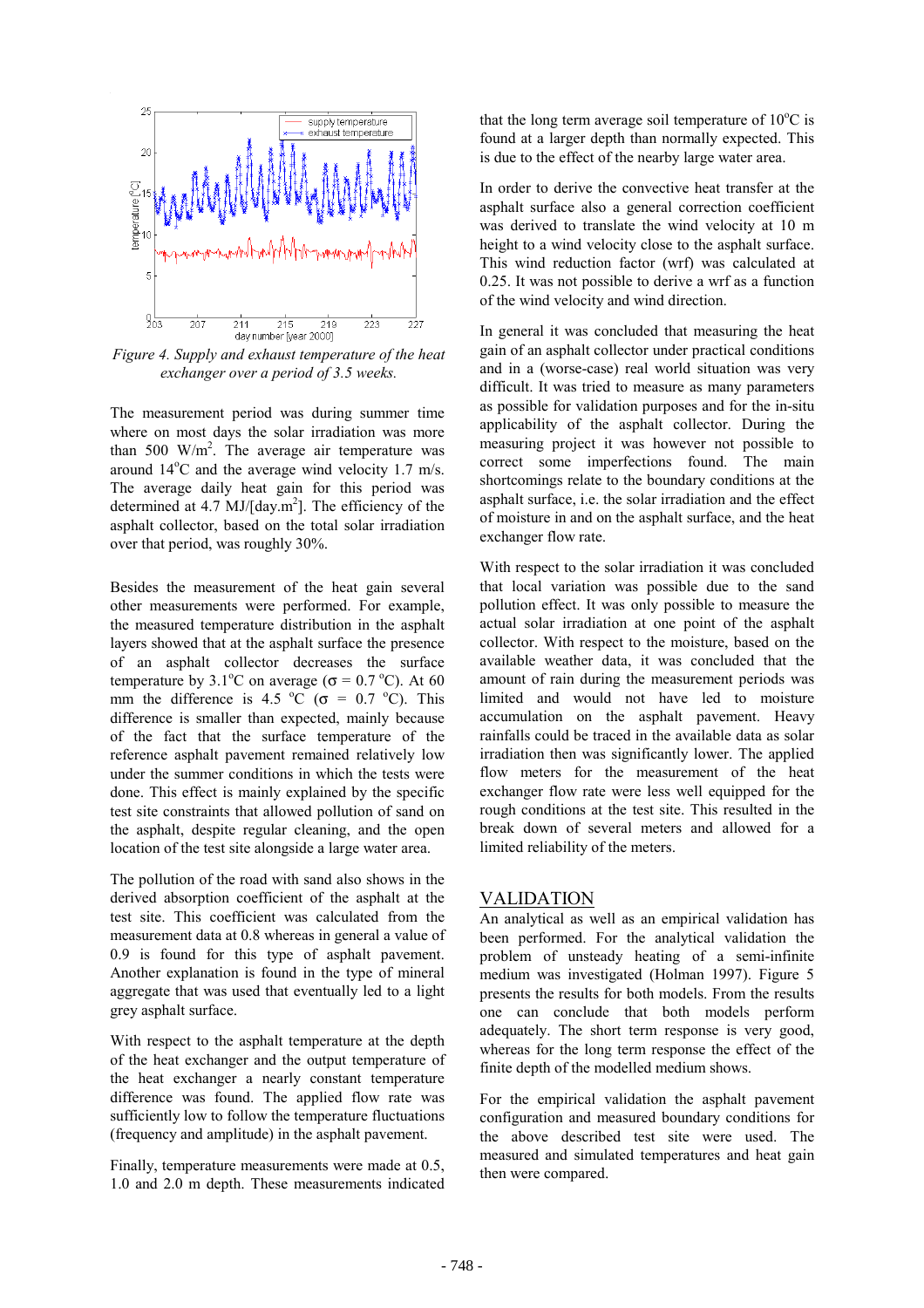*Figure 4. Supply and exhaust temperature of the heat exchanger over a period of 3.5 weeks.*

The measurement period was during summer time where on most days the solar irradiation was more than 500 W/m$^2$. The average air temperature was around 14$^o$C and the average wind velocity 1.7 m/s. The average daily heat gain for this period was determined at 4.7 MJ/[day.m$^2$]. The efficiency of the asphalt collector, based on the total solar irradiation over that period, was roughly 30%.

Besides the measurement of the heat gain several other measurements were performed. For example, the measured temperature distribution in the asphalt layers showed that at the asphalt surface the presence of an asphalt collector decreases the surface temperature by 3.1$^o$C on average ($\sigma$ = 0.7 $^o$C). At 60 mm the difference is 4.5 $^o$C ($\sigma$ = 0.7 $^o$C). This difference is smaller than expected, mainly because of the fact that the surface temperature of the reference asphalt pavement remained relatively low under the summer conditions in which the tests were done. This effect is mainly explained by the specific test site constraints that allowed pollution of sand on the asphalt, despite regular cleaning, and the open location of the test site alongside a large water area.

The pollution of the road with sand also shows in the derived absorption coefficient of the asphalt at the test site. This coefficient was calculated from the measurement data at 0.8 whereas in general a value of 0.9 is found for this type of asphalt pavement. Another explanation is found in the type of mineral aggregate that was used that eventually led to a light grey asphalt surface.

With respect to the asphalt temperature at the depth of the heat exchanger and the output temperature of the heat exchanger a nearly constant temperature difference was found. The applied flow rate was sufficiently low to follow the temperature fluctuations (frequency and amplitude) in the asphalt pavement.

Finally, temperature measurements were made at 0.5, 1.0 and 2.0 m depth. These measurements indicated that the long term average soil temperature of 10$^o$C is found at a larger depth than normally expected. This is due to the effect of the nearby large water area.

In order to derive the convective heat transfer at the asphalt surface also a general correction coefficient was derived to translate the wind velocity at 10 m height to a wind velocity close to the asphalt surface. This wind reduction factor (wrf) was calculated at 0.25. It was not possible to derive a wrf as a function of the wind velocity and wind direction.

In general it was concluded that measuring the heat gain of an asphalt collector under practical conditions and in a (worse-case) real world situation was very difficult. It was tried to measure as many parameters as possible for validation purposes and for the in-situ applicability of the asphalt collector. During the measuring project it was however not possible to correct some imperfections found. The main shortcomings relate to the boundary conditions at the asphalt surface, i.e. the solar irradiation and the effect of moisture in and on the asphalt surface, and the heat exchanger flow rate.

With respect to the solar irradiation it was concluded that local variation was possible due to the sand pollution effect. It was only possible to measure the actual solar irradiation at one point of the asphalt collector. With respect to the moisture, based on the available weather data, it was concluded that the amount of rain during the measurement periods was limited and would not have led to moisture accumulation on the asphalt pavement. Heavy rainfalls could be traced in the available data as solar irradiation then was significantly lower. The applied flow meters for the measurement of the heat exchanger flow rate were less well equipped for the rough conditions at the test site. This resulted in the break down of several meters and allowed for a limited reliability of the meters.

## VALIDATION

An analytical as well as an empirical validation has been performed. For the analytical validation the problem of unsteady heating of a semi-infinite medium was investigated (Holman 1997). Figure 5 presents the results for both models. From the results one can conclude that both models perform adequately. The short term response is very good, whereas for the long term response the effect of the finite depth of the modelled medium shows.

For the empirical validation the asphalt pavement configuration and measured boundary conditions for the above described test site were used. The measured and simulated temperatures and heat gain then were compared.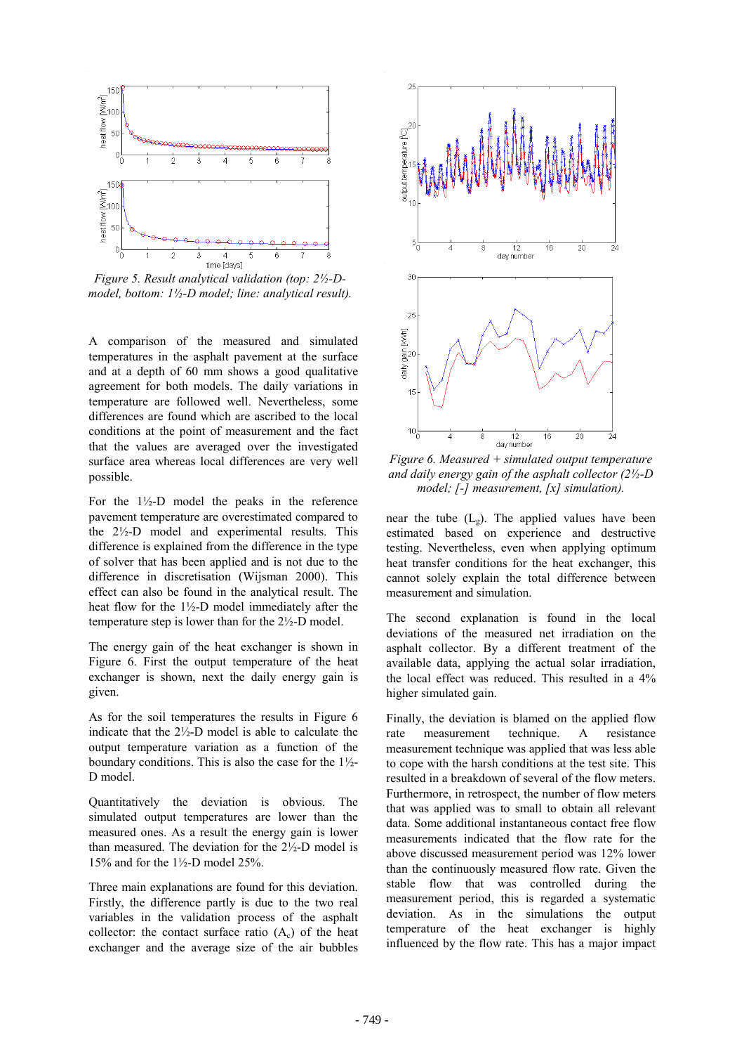*Figure 5. Result analytical validation (top: 2½-D-model, bottom: 1½-D model; line: analytical result).*

A comparison of the measured and simulated temperatures in the asphalt pavement at the surface and at a depth of 60 mm shows a good qualitative agreement for both models. The daily variations in temperature are followed well. Nevertheless, some differences are found which are ascribed to the local conditions at the point of measurement and the fact that the values are averaged over the investigated surface area whereas local differences are very well possible.

For the 1½-D model the peaks in the reference pavement temperature are overestimated compared to the 2½-D model and experimental results. This difference is explained from the difference in the type of solver that has been applied and is not due to the difference in discretisation (Wijsman 2000). This effect can also be found in the analytical result. The heat flow for the 1½-D model immediately after the temperature step is lower than for the 2½-D model.

The energy gain of the heat exchanger is shown in Figure 6. First the output temperature of the heat exchanger is shown, next the daily energy gain is given.

As for the soil temperatures the results in Figure 6 indicate that the 2½-D model is able to calculate the output temperature variation as a function of the boundary conditions. This is also the case for the 1½-D model.

Quantitatively the deviation is obvious. The simulated output temperatures are lower than the measured ones. As a result the energy gain is lower than measured. The deviation for the 2½-D model is 15% and for the 1½-D model 25%.

Three main explanations are found for this deviation. Firstly, the difference partly is due to the two real variables in the validation process of the asphalt collector: the contact surface ratio ($A_c$) of the heat exchanger and the average size of the air bubbles near the tube ($L_g$). The applied values have been estimated based on experience and destructive testing. Nevertheless, even when applying optimum heat transfer conditions for the heat exchanger, this cannot solely explain the total difference between measurement and simulation.

*Figure 6. Measured + simulated output temperature and daily energy gain of the asphalt collector (2½-D model; [-] measurement, [x] simulation).*

The second explanation is found in the local deviations of the measured net irradiation on the asphalt collector. By a different treatment of the available data, applying the actual solar irradiation, the local effect was reduced. This resulted in a 4% higher simulated gain.

Finally, the deviation is blamed on the applied flow rate measurement technique. A resistance measurement technique was applied that was less able to cope with the harsh conditions at the test site. This resulted in a breakdown of several of the flow meters. Furthermore, in retrospect, the number of flow meters that was applied was to small to obtain all relevant data. Some additional instantaneous contact free flow measurements indicated that the flow rate for the above discussed measurement period was 12% lower than the continuously measured flow rate. Given the stable flow that was controlled during the measurement period, this is regarded a systematic deviation. As in the simulations the output temperature of the heat exchanger is highly influenced by the flow rate. This has a major impact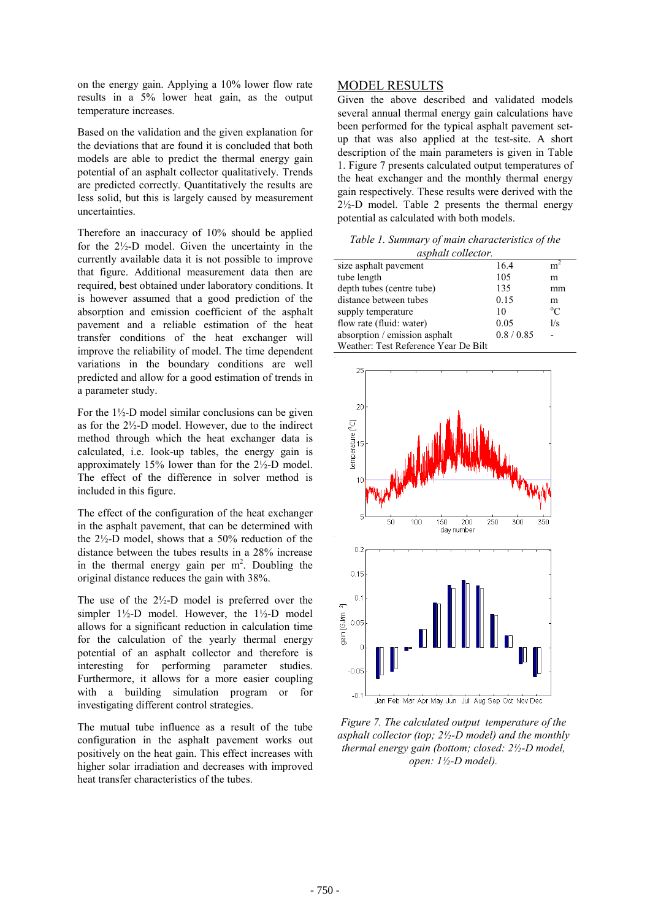on the energy gain. Applying a 10% lower flow rate results in a 5% lower heat gain, as the output temperature increases.

Based on the validation and the given explanation for the deviations that are found it is concluded that both models are able to predict the thermal energy gain potential of an asphalt collector qualitatively. Trends are predicted correctly. Quantitatively the results are less solid, but this is largely caused by measurement uncertainties.

Therefore an inaccuracy of 10% should be applied for the 2½-D model. Given the uncertainty in the currently available data it is not possible to improve that figure. Additional measurement data then are required, best obtained under laboratory conditions. It is however assumed that a good prediction of the absorption and emission coefficient of the asphalt pavement and a reliable estimation of the heat transfer conditions of the heat exchanger will improve the reliability of model. The time dependent variations in the boundary conditions are well predicted and allow for a good estimation of trends in a parameter study.

For the 1½-D model similar conclusions can be given as for the 2½-D model. However, due to the indirect method through which the heat exchanger data is calculated, i.e. look-up tables, the energy gain is approximately 15% lower than for the 2½-D model. The effect of the difference in solver method is included in this figure.

The effect of the configuration of the heat exchanger in the asphalt pavement, that can be determined with the 2½-D model, shows that a 50% reduction of the distance between the tubes results in a 28% increase in the thermal energy gain per $m^2$. Doubling the original distance reduces the gain with 38%.

The use of the 2½-D model is preferred over the simpler 1½-D model. However, the 1½-D model allows for a significant reduction in calculation time for the calculation of the yearly thermal energy potential of an asphalt collector and therefore is interesting for performing parameter studies. Furthermore, it allows for a more easier coupling with a building simulation program or for investigating different control strategies.

The mutual tube influence as a result of the tube configuration in the asphalt pavement works out positively on the heat gain. This effect increases with higher solar irradiation and decreases with improved heat transfer characteristics of the tubes.

## MODEL RESULTS

Given the above described and validated models several annual thermal energy gain calculations have been performed for the typical asphalt pavement set-up that was also applied at the test-site. A short description of the main parameters is given in Table 1. Figure 7 presents calculated output temperatures of the heat exchanger and the monthly thermal energy gain respectively. These results were derived with the 2½-D model. Table 2 presents the thermal energy potential as calculated with both models.

*Table 1. Summary of main characteristics of the asphalt collector.*

| | | |
|---|---|---|
| size asphalt pavement | 16.4 | $m^2$ |
| tube length | 105 | m |
| depth tubes (centre tube) | 135 | mm |
| distance between tubes | 0.15 | m |
| supply temperature | 10 | $^oC$ |
| flow rate (fluid: water) | 0.05 | l/s |
| absorption / emission asphalt | 0.8 / 0.85 | - |
| Weather: Test Reference Year De Bilt | | |

*Figure 7. The calculated output temperature of the asphalt collector (top; 2½-D model) and the monthly thermal energy gain (bottom; closed: 2½-D model, open: 1½-D model).*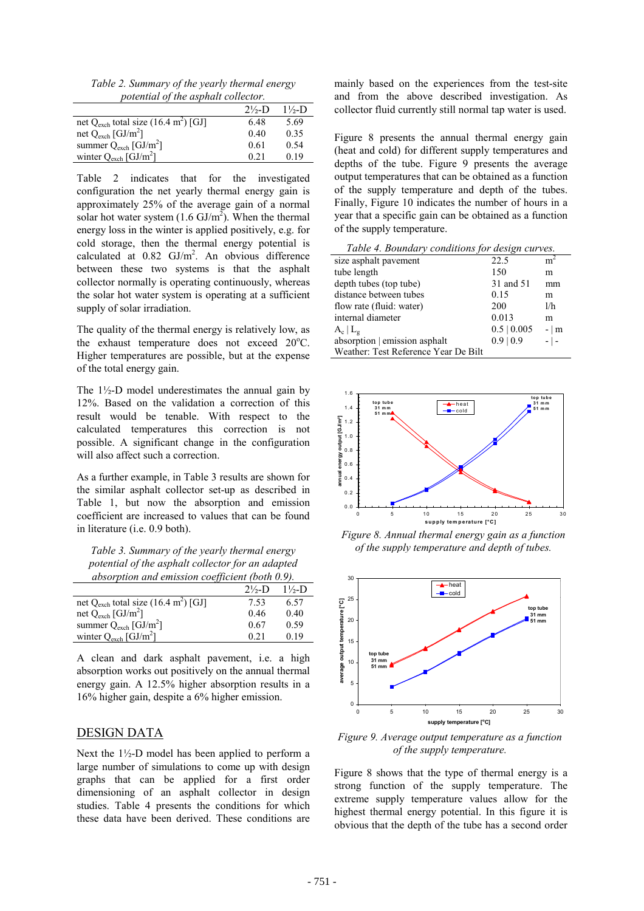*Table 2. Summary of the yearly thermal energy potential of the asphalt collector.*

| | 2½-D | 1½-D |
|---|---|---|
| net $Q_{exch}$ total size (16.4 m$^2$) [GJ] | 6.48 | 5.69 |
| net $Q_{exch}$ [GJ/m$^2$] | 0.40 | 0.35 |
| summer $Q_{exch}$ [GJ/m$^2$] | 0.61 | 0.54 |
| winter $Q_{exch}$ [GJ/m$^2$] | 0.21 | 0.19 |

Table 2 indicates that for the investigated configuration the net yearly thermal energy gain is approximately 25% of the average gain of a normal solar hot water system (1.6 GJ/m$^2$). When the thermal energy loss in the winter is applied positively, e.g. for cold storage, then the thermal energy potential is calculated at 0.82 GJ/m$^2$. An obvious difference between these two systems is that the asphalt collector normally is operating continuously, whereas the solar hot water system is operating at a sufficient supply of solar irradiation.

The quality of the thermal energy is relatively low, as the exhaust temperature does not exceed 20°C. Higher temperatures are possible, but at the expense of the total energy gain.

The 1½-D model underestimates the annual gain by 12%. Based on the validation a correction of this result would be tenable. With respect to the calculated temperatures this correction is not possible. A significant change in the configuration will also affect such a correction.

As a further example, in Table 3 results are shown for the similar asphalt collector set-up as described in Table 1, but now the absorption and emission coefficient are increased to values that can be found in literature (i.e. 0.9 both).

*Table 3. Summary of the yearly thermal energy potential of the asphalt collector for an adapted absorption and emission coefficient (both 0.9).*

| | 2½-D | 1½-D |
|---|---|---|
| net $Q_{exch}$ total size (16.4 m$^2$) [GJ] | 7.53 | 6.57 |
| net $Q_{exch}$ [GJ/m$^2$] | 0.46 | 0.40 |
| summer $Q_{exch}$ [GJ/m$^2$] | 0.67 | 0.59 |
| winter $Q_{exch}$ [GJ/m$^2$] | 0.21 | 0.19 |

A clean and dark asphalt pavement, i.e. a high absorption works out positively on the annual thermal energy gain. A 12.5% higher absorption results in a 16% higher gain, despite a 6% higher emission.

## DESIGN DATA

Next the 1½-D model has been applied to perform a large number of simulations to come up with design graphs that can be applied for a first order dimensioning of an asphalt collector in design studies. Table 4 presents the conditions for which these data have been derived. These conditions are mainly based on the experiences from the test-site and from the above described investigation. As collector fluid currently still normal tap water is used.

Figure 8 presents the annual thermal energy gain (heat and cold) for different supply temperatures and depths of the tube. Figure 9 presents the average output temperatures that can be obtained as a function of the supply temperature and depth of the tubes. Finally, Figure 10 indicates the number of hours in a year that a specific gain can be obtained as a function of the supply temperature.

*Table 4. Boundary conditions for design curves.*

| | | |
|---|---|---|
| size asphalt pavement | 22.5 | m$^2$ |
| tube length | 150 | m |
| depth tubes (top tube) | 31 and 51 | mm |
| distance between tubes | 0.15 | m |
| flow rate (fluid: water) | 200 | l/h |
| internal diameter | 0.013 | m |
| $A_c$ \| $L_g$ | 0.5 \| 0.005 | - \| m |
| absorption \| emission asphalt | 0.9 \| 0.9 | - \| - |
| Weather: Test Reference Year De Bilt | | |

*Figure 8. Annual thermal energy gain as a function of the supply temperature and depth of tubes.*

*Figure 9. Average output temperature as a function of the supply temperature.*

Figure 8 shows that the type of thermal energy is a strong function of the supply temperature. The extreme supply temperature values allow for the highest thermal energy potential. In this figure it is obvious that the depth of the tube has a second order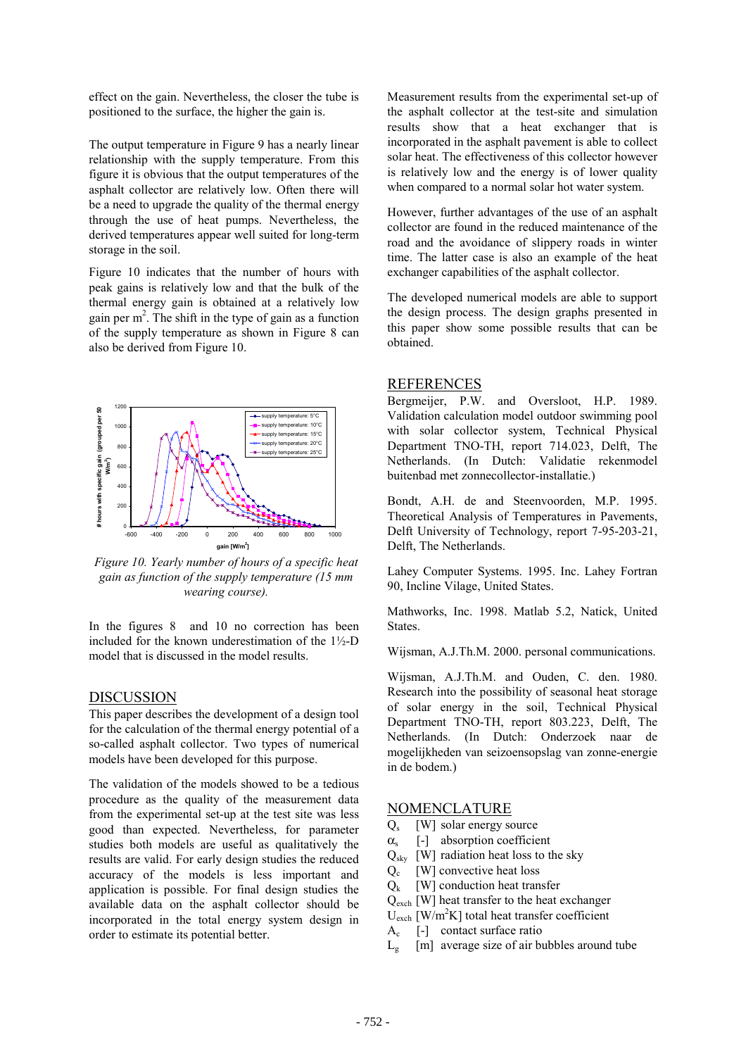effect on the gain. Nevertheless, the closer the tube is positioned to the surface, the higher the gain is.

The output temperature in Figure 9 has a nearly linear relationship with the supply temperature. From this figure it is obvious that the output temperatures of the asphalt collector are relatively low. Often there will be a need to upgrade the quality of the thermal energy through the use of heat pumps. Nevertheless, the derived temperatures appear well suited for long-term storage in the soil.

Figure 10 indicates that the number of hours with peak gains is relatively low and that the bulk of the thermal energy gain is obtained at a relatively low gain per $m^2$. The shift in the type of gain as a function of the supply temperature as shown in Figure 8 can also be derived from Figure 10.

\# hours with specific gain (grouped per 50 W/m²)

1200
1000
800
600
400
200
0

-600 -400 -200 0 200 400 600 800 1000

gain [W/m²]

supply temperature: 5°C
supply temperature: 10°C
supply temperature: 15°C
supply temperature: 20°C
supply temperature: 25°C

*Figure 10. Yearly number of hours of a specific heat gain as function of the supply temperature (15 mm wearing course).*

In the figures 8 and 10 no correction has been included for the known underestimation of the 1½-D model that is discussed in the model results.

## DISCUSSION

This paper describes the development of a design tool for the calculation of the thermal energy potential of a so-called asphalt collector. Two types of numerical models have been developed for this purpose.

The validation of the models showed to be a tedious procedure as the quality of the measurement data from the experimental set-up at the test site was less good than expected. Nevertheless, for parameter studies both models are useful as qualitatively the results are valid. For early design studies the reduced accuracy of the models is less important and application is possible. For final design studies the available data on the asphalt collector should be incorporated in the total energy system design in order to estimate its potential better.

Measurement results from the experimental set-up of the asphalt collector at the test-site and simulation results show that a heat exchanger that is incorporated in the asphalt pavement is able to collect solar heat. The effectiveness of this collector however is relatively low and the energy is of lower quality when compared to a normal solar hot water system.

However, further advantages of the use of an asphalt collector are found in the reduced maintenance of the road and the avoidance of slippery roads in winter time. The latter case is also an example of the heat exchanger capabilities of the asphalt collector.

The developed numerical models are able to support the design process. The design graphs presented in this paper show some possible results that can be obtained.

## REFERENCES

Bergmeijer, P.W. and Oversloot, H.P. 1989. Validation calculation model outdoor swimming pool with solar collector system, Technical Physical Department TNO-TH, report 714.023, Delft, The Netherlands. (In Dutch: Validatie rekenmodel buitenbad met zonnecollector-installatie.)

Bondt, A.H. de and Steenvoorden, M.P. 1995. Theoretical Analysis of Temperatures in Pavements, Delft University of Technology, report 7-95-203-21, Delft, The Netherlands.

Lahey Computer Systems. 1995. Inc. Lahey Fortran 90, Incline Vilage, United States.

Mathworks, Inc. 1998. Matlab 5.2, Natick, United States.

Wijsman, A.J.Th.M. 2000. personal communications.

Wijsman, A.J.Th.M. and Ouden, C. den. 1980. Research into the possibility of seasonal heat storage of solar energy in the soil, Technical Physical Department TNO-TH, report 803.223, Delft, The Netherlands. (In Dutch: Onderzoek naar de mogelijkheden van seizoensopslag van zonne-energie in de bodem.)

## NOMENCLATURE

$Q_s$ [W] solar energy source
$\alpha_s$ [-] absorption coefficient
$Q_{sky}$ [W] radiation heat loss to the sky
$Q_c$ [W] convective heat loss
$Q_k$ [W] conduction heat transfer
$Q_{exch}$ [W] heat transfer to the heat exchanger
$U_{exch}$ [W/m²K] total heat transfer coefficient
$A_c$ [-] contact surface ratio
$L_g$ [m] average size of air bubbles around tube